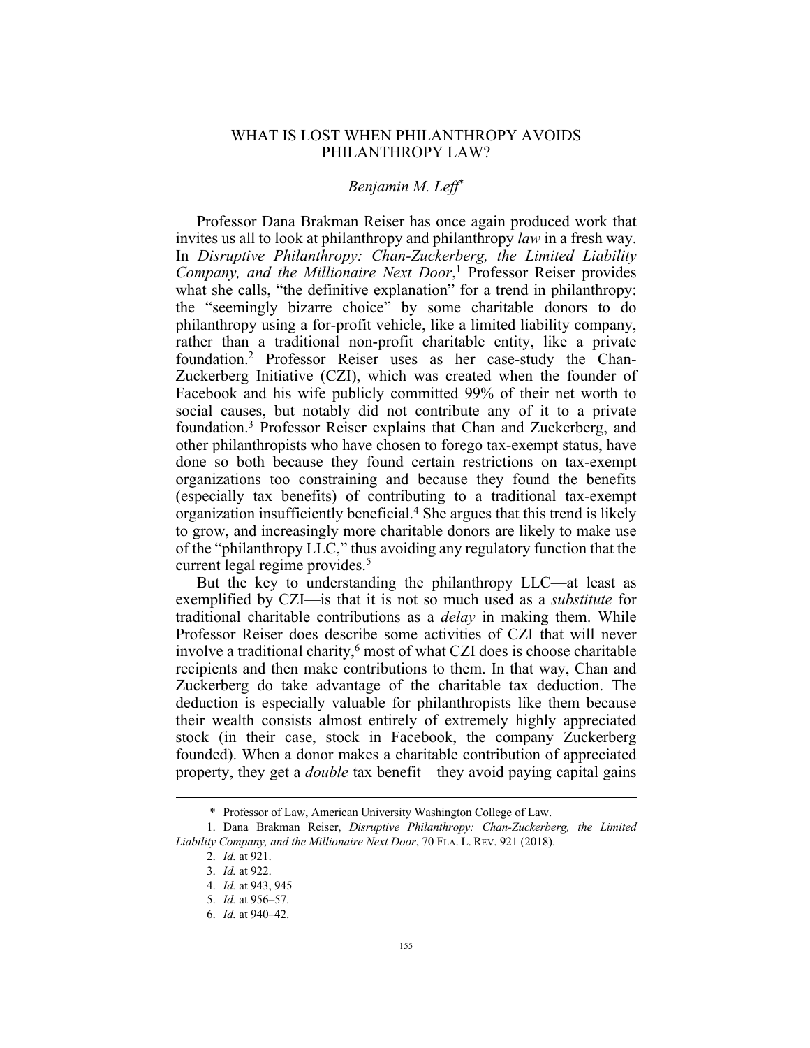# WHAT IS LOST WHEN PHILANTHROPY AVOIDS PHILANTHROPY LAW?

*Benjamin M. Leff*[*]

Professor Dana Brakman Reiser has once again produced work that invites us all to look at philanthropy and philanthropy *law* in a fresh way. In *Disruptive Philanthropy: Chan-Zuckerberg, the Limited Liability Company, and the Millionaire Next Door*,[1] Professor Reiser provides what she calls, "the definitive explanation" for a trend in philanthropy: the "seemingly bizarre choice" by some charitable donors to do philanthropy using a for-profit vehicle, like a limited liability company, rather than a traditional non-profit charitable entity, like a private foundation.[2] Professor Reiser uses as her case-study the Chan-Zuckerberg Initiative (CZI), which was created when the founder of Facebook and his wife publicly committed 99% of their net worth to social causes, but notably did not contribute any of it to a private foundation.[3] Professor Reiser explains that Chan and Zuckerberg, and other philanthropists who have chosen to forego tax-exempt status, have done so both because they found certain restrictions on tax-exempt organizations too constraining and because they found the benefits (especially tax benefits) of contributing to a traditional tax-exempt organization insufficiently beneficial.[4] She argues that this trend is likely to grow, and increasingly more charitable donors are likely to make use of the "philanthropy LLC," thus avoiding any regulatory function that the current legal regime provides.[5]

But the key to understanding the philanthropy LLC—at least as exemplified by CZI—is that it is not so much used as a *substitute* for traditional charitable contributions as a *delay* in making them. While Professor Reiser does describe some activities of CZI that will never involve a traditional charity,[6] most of what CZI does is choose charitable recipients and then make contributions to them. In that way, Chan and Zuckerberg do take advantage of the charitable tax deduction. The deduction is especially valuable for philanthropists like them because their wealth consists almost entirely of extremely highly appreciated stock (in their case, stock in Facebook, the company Zuckerberg founded). When a donor makes a charitable contribution of appreciated property, they get a *double* tax benefit—they avoid paying capital gains

---

\* Professor of Law, American University Washington College of Law.

1. Dana Brakman Reiser, *Disruptive Philanthropy: Chan-Zuckerberg, the Limited Liability Company, and the Millionaire Next Door*, 70 FLA. L. REV. 921 (2018).

2. *Id.* at 921.

3. *Id.* at 922.

4. *Id.* at 943, 945

5. *Id.* at 956–57.

6. *Id.* at 940–42.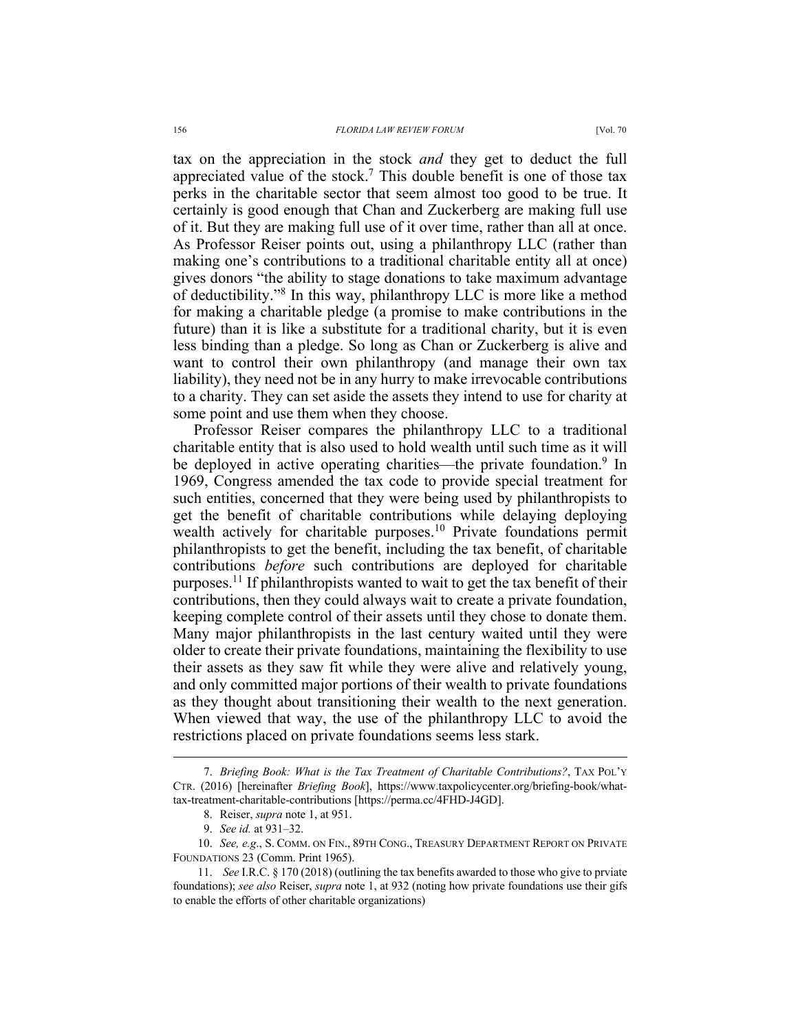tax on the appreciation in the stock *and* they get to deduct the full appreciated value of the stock.[7] This double benefit is one of those tax perks in the charitable sector that seem almost too good to be true. It certainly is good enough that Chan and Zuckerberg are making full use of it. But they are making full use of it over time, rather than all at once. As Professor Reiser points out, using a philanthropy LLC (rather than making one's contributions to a traditional charitable entity all at once) gives donors "the ability to stage donations to take maximum advantage of deductibility."[8] In this way, philanthropy LLC is more like a method for making a charitable pledge (a promise to make contributions in the future) than it is like a substitute for a traditional charity, but it is even less binding than a pledge. So long as Chan or Zuckerberg is alive and want to control their own philanthropy (and manage their own tax liability), they need not be in any hurry to make irrevocable contributions to a charity. They can set aside the assets they intend to use for charity at some point and use them when they choose.

Professor Reiser compares the philanthropy LLC to a traditional charitable entity that is also used to hold wealth until such time as it will be deployed in active operating charities—the private foundation.[9] In 1969, Congress amended the tax code to provide special treatment for such entities, concerned that they were being used by philanthropists to get the benefit of charitable contributions while delaying deploying wealth actively for charitable purposes.[10] Private foundations permit philanthropists to get the benefit, including the tax benefit, of charitable contributions *before* such contributions are deployed for charitable purposes.[11] If philanthropists wanted to wait to get the tax benefit of their contributions, then they could always wait to create a private foundation, keeping complete control of their assets until they chose to donate them. Many major philanthropists in the last century waited until they were older to create their private foundations, maintaining the flexibility to use their assets as they saw fit while they were alive and relatively young, and only committed major portions of their wealth to private foundations as they thought about transitioning their wealth to the next generation. When viewed that way, the use of the philanthropy LLC to avoid the restrictions placed on private foundations seems less stark.

---

7. *Briefing Book: What is the Tax Treatment of Charitable Contributions?*, TAX POL'Y CTR. (2016) [hereinafter *Briefing Book*], https://www.taxpolicycenter.org/briefing-book/what-tax-treatment-charitable-contributions [https://perma.cc/4FHD-J4GD].

8. Reiser, *supra* note 1, at 951.

9. *See id.* at 931–32.

10. *See, e.g.*, S. COMM. ON FIN., 89TH CONG., TREASURY DEPARTMENT REPORT ON PRIVATE FOUNDATIONS 23 (Comm. Print 1965).

11. *See* I.R.C. § 170 (2018) (outlining the tax benefits awarded to those who give to prviate foundations); *see also* Reiser, *supra* note 1, at 932 (noting how private foundations use their gifs to enable the efforts of other charitable organizations)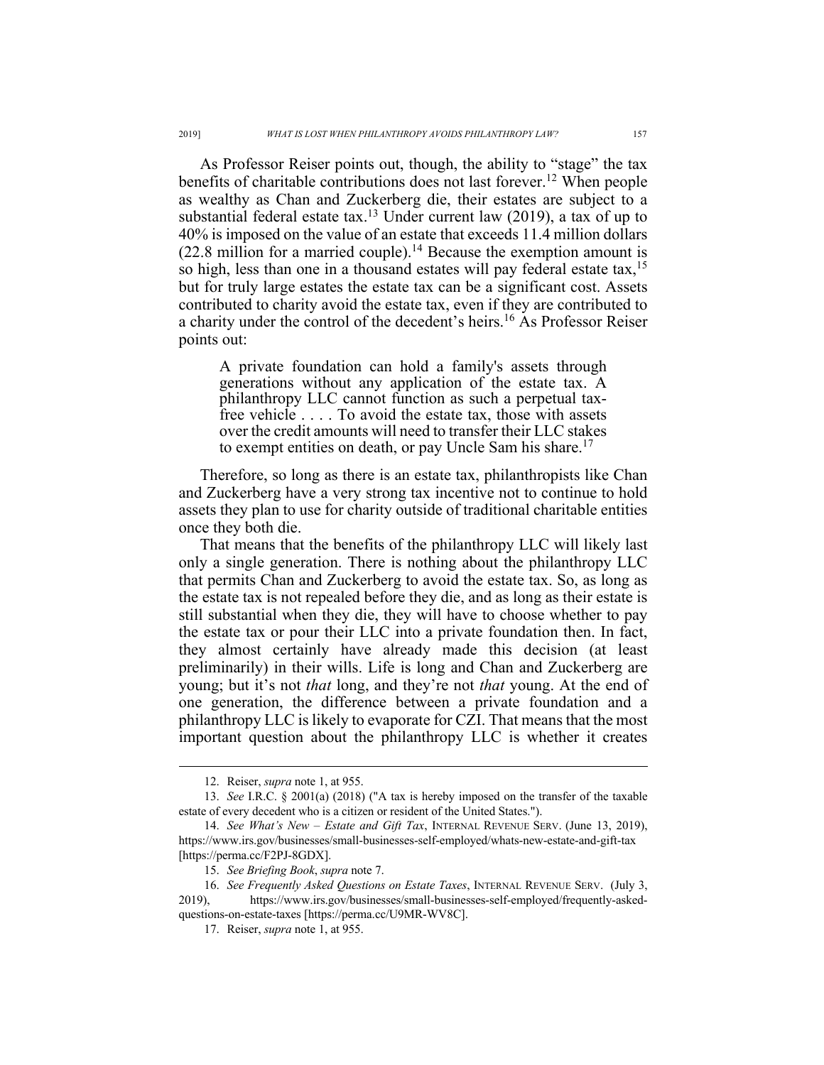As Professor Reiser points out, though, the ability to "stage" the tax benefits of charitable contributions does not last forever.[12] When people as wealthy as Chan and Zuckerberg die, their estates are subject to a substantial federal estate tax.[13] Under current law (2019), a tax of up to 40% is imposed on the value of an estate that exceeds 11.4 million dollars (22.8 million for a married couple).[14] Because the exemption amount is so high, less than one in a thousand estates will pay federal estate tax,[15] but for truly large estates the estate tax can be a significant cost. Assets contributed to charity avoid the estate tax, even if they are contributed to a charity under the control of the decedent's heirs.[16] As Professor Reiser points out:

> A private foundation can hold a family's assets through generations without any application of the estate tax. A philanthropy LLC cannot function as such a perpetual tax-free vehicle . . . . To avoid the estate tax, those with assets over the credit amounts will need to transfer their LLC stakes to exempt entities on death, or pay Uncle Sam his share.[17]

Therefore, so long as there is an estate tax, philanthropists like Chan and Zuckerberg have a very strong tax incentive not to continue to hold assets they plan to use for charity outside of traditional charitable entities once they both die.

That means that the benefits of the philanthropy LLC will likely last only a single generation. There is nothing about the philanthropy LLC that permits Chan and Zuckerberg to avoid the estate tax. So, as long as the estate tax is not repealed before they die, and as long as their estate is still substantial when they die, they will have to choose whether to pay the estate tax or pour their LLC into a private foundation then. In fact, they almost certainly have already made this decision (at least preliminarily) in their wills. Life is long and Chan and Zuckerberg are young; but it's not *that* long, and they're not *that* young. At the end of one generation, the difference between a private foundation and a philanthropy LLC is likely to evaporate for CZI. That means that the most important question about the philanthropy LLC is whether it creates

---

12. Reiser, *supra* note 1, at 955.

13. *See* I.R.C. § 2001(a) (2018) ("A tax is hereby imposed on the transfer of the taxable estate of every decedent who is a citizen or resident of the United States.").

14. *See What's New – Estate and Gift Tax*, INTERNAL REVENUE SERV. (June 13, 2019), https://www.irs.gov/businesses/small-businesses-self-employed/whats-new-estate-and-gift-tax [https://perma.cc/F2PJ-8GDX].

15. *See Briefing Book*, *supra* note 7.

16. *See Frequently Asked Questions on Estate Taxes*, INTERNAL REVENUE SERV. (July 3, 2019), https://www.irs.gov/businesses/small-businesses-self-employed/frequently-asked-questions-on-estate-taxes [https://perma.cc/U9MR-WV8C].

17. Reiser, *supra* note 1, at 955.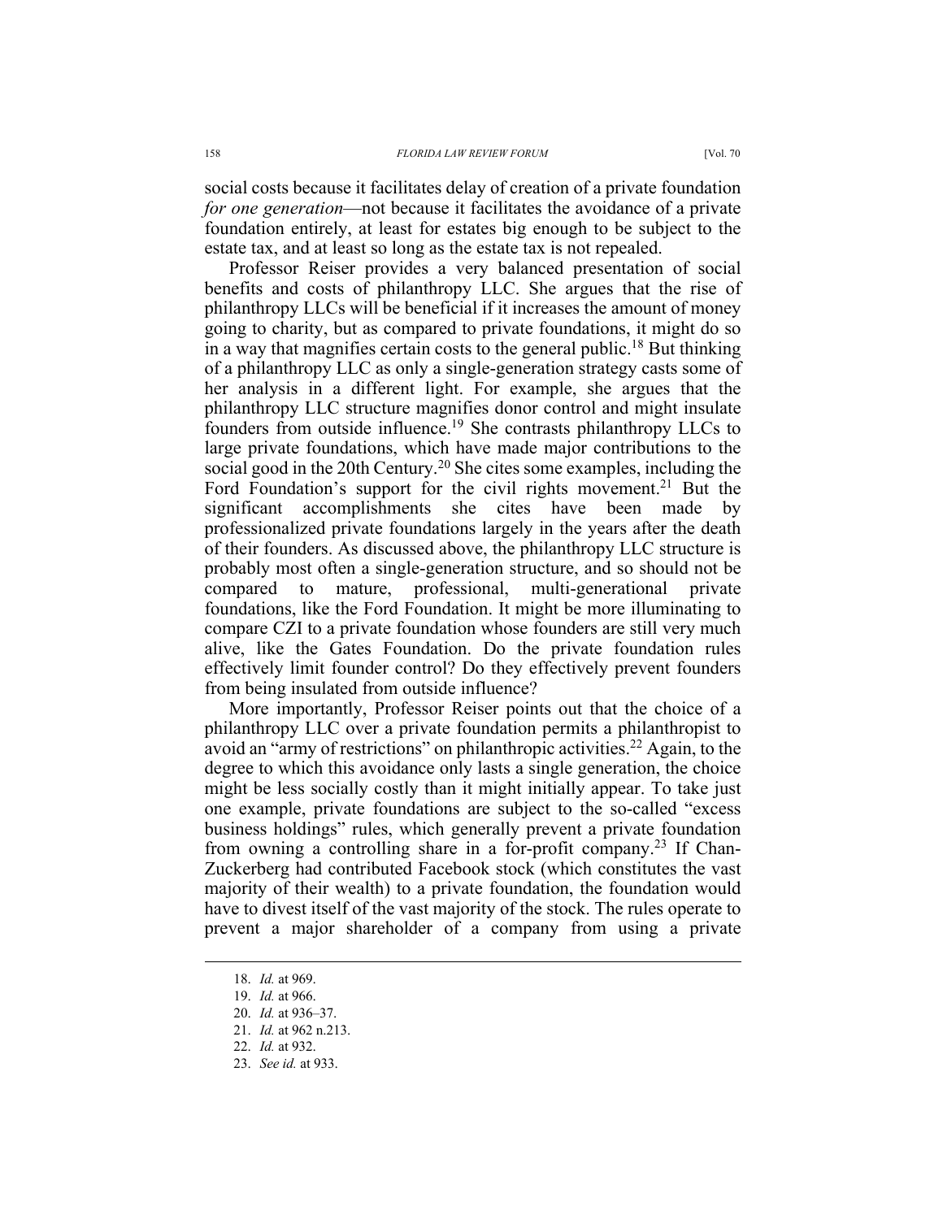social costs because it facilitates delay of creation of a private foundation *for one generation*—not because it facilitates the avoidance of a private foundation entirely, at least for estates big enough to be subject to the estate tax, and at least so long as the estate tax is not repealed.

Professor Reiser provides a very balanced presentation of social benefits and costs of philanthropy LLC. She argues that the rise of philanthropy LLCs will be beneficial if it increases the amount of money going to charity, but as compared to private foundations, it might do so in a way that magnifies certain costs to the general public.[18] But thinking of a philanthropy LLC as only a single-generation strategy casts some of her analysis in a different light. For example, she argues that the philanthropy LLC structure magnifies donor control and might insulate founders from outside influence.[19] She contrasts philanthropy LLCs to large private foundations, which have made major contributions to the social good in the 20th Century.[20] She cites some examples, including the Ford Foundation's support for the civil rights movement.[21] But the significant accomplishments she cites have been made by professionalized private foundations largely in the years after the death of their founders. As discussed above, the philanthropy LLC structure is probably most often a single-generation structure, and so should not be compared to mature, professional, multi-generational private foundations, like the Ford Foundation. It might be more illuminating to compare CZI to a private foundation whose founders are still very much alive, like the Gates Foundation. Do the private foundation rules effectively limit founder control? Do they effectively prevent founders from being insulated from outside influence?

More importantly, Professor Reiser points out that the choice of a philanthropy LLC over a private foundation permits a philanthropist to avoid an "army of restrictions" on philanthropic activities.[22] Again, to the degree to which this avoidance only lasts a single generation, the choice might be less socially costly than it might initially appear. To take just one example, private foundations are subject to the so-called "excess business holdings" rules, which generally prevent a private foundation from owning a controlling share in a for-profit company.[23] If Chan-Zuckerberg had contributed Facebook stock (which constitutes the vast majority of their wealth) to a private foundation, the foundation would have to divest itself of the vast majority of the stock. The rules operate to prevent a major shareholder of a company from using a private

---

18. *Id.* at 969.
19. *Id.* at 966.
20. *Id.* at 936–37.
21. *Id.* at 962 n.213.
22. *Id.* at 932.
23. *See id.* at 933.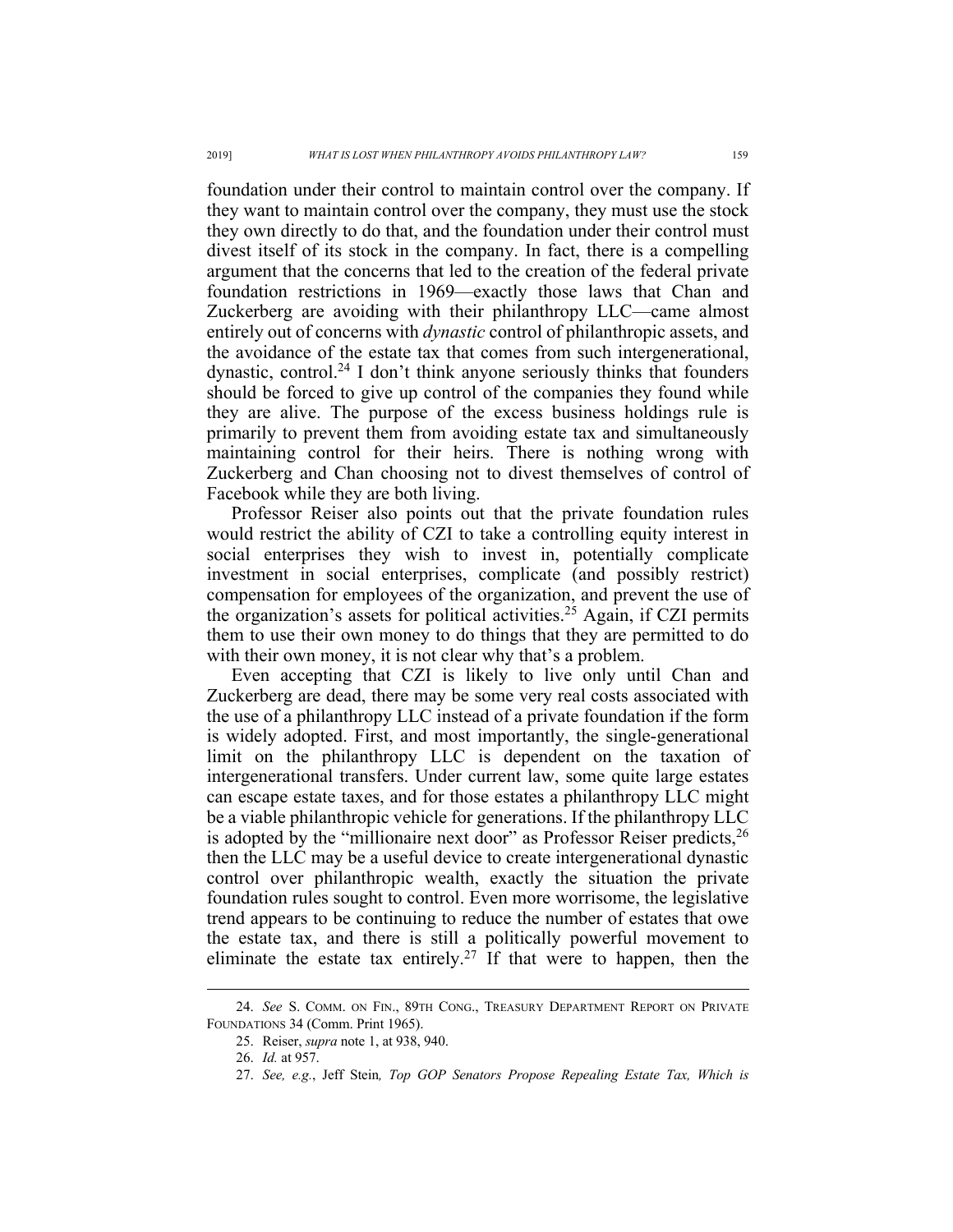foundation under their control to maintain control over the company. If they want to maintain control over the company, they must use the stock they own directly to do that, and the foundation under their control must divest itself of its stock in the company. In fact, there is a compelling argument that the concerns that led to the creation of the federal private foundation restrictions in 1969—exactly those laws that Chan and Zuckerberg are avoiding with their philanthropy LLC—came almost entirely out of concerns with *dynastic* control of philanthropic assets, and the avoidance of the estate tax that comes from such intergenerational, dynastic, control.[24] I don't think anyone seriously thinks that founders should be forced to give up control of the companies they found while they are alive. The purpose of the excess business holdings rule is primarily to prevent them from avoiding estate tax and simultaneously maintaining control for their heirs. There is nothing wrong with Zuckerberg and Chan choosing not to divest themselves of control of Facebook while they are both living.

Professor Reiser also points out that the private foundation rules would restrict the ability of CZI to take a controlling equity interest in social enterprises they wish to invest in, potentially complicate investment in social enterprises, complicate (and possibly restrict) compensation for employees of the organization, and prevent the use of the organization's assets for political activities.[25] Again, if CZI permits them to use their own money to do things that they are permitted to do with their own money, it is not clear why that's a problem.

Even accepting that CZI is likely to live only until Chan and Zuckerberg are dead, there may be some very real costs associated with the use of a philanthropy LLC instead of a private foundation if the form is widely adopted. First, and most importantly, the single-generational limit on the philanthropy LLC is dependent on the taxation of intergenerational transfers. Under current law, some quite large estates can escape estate taxes, and for those estates a philanthropy LLC might be a viable philanthropic vehicle for generations. If the philanthropy LLC is adopted by the "millionaire next door" as Professor Reiser predicts,[26] then the LLC may be a useful device to create intergenerational dynastic control over philanthropic wealth, exactly the situation the private foundation rules sought to control. Even more worrisome, the legislative trend appears to be continuing to reduce the number of estates that owe the estate tax, and there is still a politically powerful movement to eliminate the estate tax entirely.[27] If that were to happen, then the

---

24. *See* S. COMM. ON FIN., 89TH CONG., TREASURY DEPARTMENT REPORT ON PRIVATE FOUNDATIONS 34 (Comm. Print 1965).

25. Reiser, *supra* note 1, at 938, 940.

26. *Id.* at 957.

27. *See, e.g.*, Jeff Stein*, Top GOP Senators Propose Repealing Estate Tax, Which is*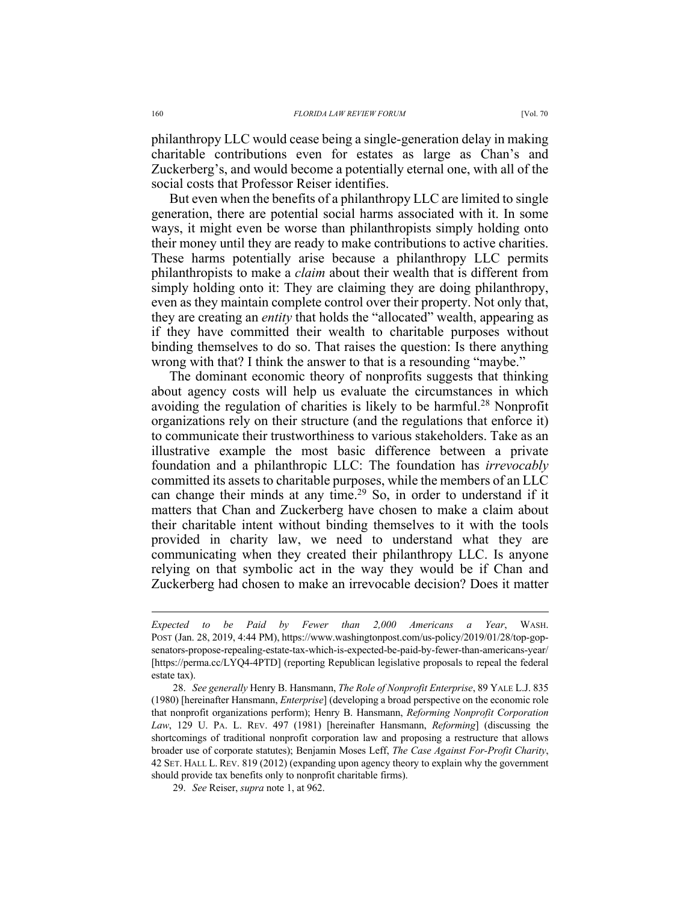philanthropy LLC would cease being a single-generation delay in making charitable contributions even for estates as large as Chan's and Zuckerberg's, and would become a potentially eternal one, with all of the social costs that Professor Reiser identifies.

But even when the benefits of a philanthropy LLC are limited to single generation, there are potential social harms associated with it. In some ways, it might even be worse than philanthropists simply holding onto their money until they are ready to make contributions to active charities. These harms potentially arise because a philanthropy LLC permits philanthropists to make a *claim* about their wealth that is different from simply holding onto it: They are claiming they are doing philanthropy, even as they maintain complete control over their property. Not only that, they are creating an *entity* that holds the "allocated" wealth, appearing as if they have committed their wealth to charitable purposes without binding themselves to do so. That raises the question: Is there anything wrong with that? I think the answer to that is a resounding "maybe."

The dominant economic theory of nonprofits suggests that thinking about agency costs will help us evaluate the circumstances in which avoiding the regulation of charities is likely to be harmful.[28] Nonprofit organizations rely on their structure (and the regulations that enforce it) to communicate their trustworthiness to various stakeholders. Take as an illustrative example the most basic difference between a private foundation and a philanthropic LLC: The foundation has *irrevocably* committed its assets to charitable purposes, while the members of an LLC can change their minds at any time.[29] So, in order to understand if it matters that Chan and Zuckerberg have chosen to make a claim about their charitable intent without binding themselves to it with the tools provided in charity law, we need to understand what they are communicating when they created their philanthropy LLC. Is anyone relying on that symbolic act in the way they would be if Chan and Zuckerberg had chosen to make an irrevocable decision? Does it matter

---

*Expected to be Paid by Fewer than 2,000 Americans a Year*, WASH. POST (Jan. 28, 2019, 4:44 PM), https://www.washingtonpost.com/us-policy/2019/01/28/top-gop-senators-propose-repealing-estate-tax-which-is-expected-be-paid-by-fewer-than-americans-year/ [https://perma.cc/LYQ4-4PTD] (reporting Republican legislative proposals to repeal the federal estate tax).

28. *See generally* Henry B. Hansmann, *The Role of Nonprofit Enterprise*, 89 YALE L.J. 835 (1980) [hereinafter Hansmann, *Enterprise*] (developing a broad perspective on the economic role that nonprofit organizations perform); Henry B. Hansmann, *Reforming Nonprofit Corporation Law*, 129 U. PA. L. REV. 497 (1981) [hereinafter Hansmann, *Reforming*] (discussing the shortcomings of traditional nonprofit corporation law and proposing a restructure that allows broader use of corporate statutes); Benjamin Moses Leff, *The Case Against For-Profit Charity*, 42 SET. HALL L. REV. 819 (2012) (expanding upon agency theory to explain why the government should provide tax benefits only to nonprofit charitable firms).

29. *See* Reiser, *supra* note 1, at 962.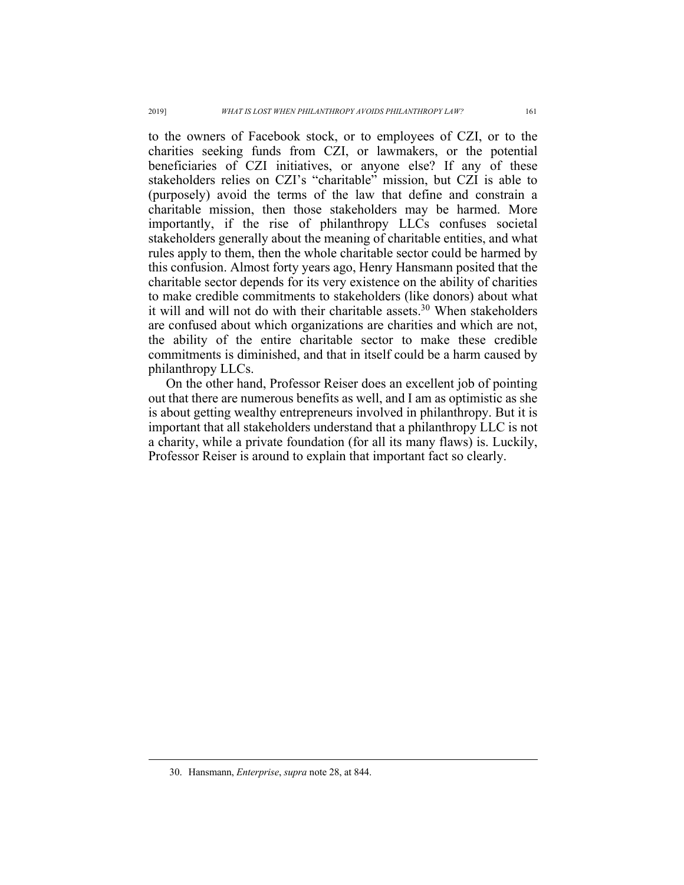to the owners of Facebook stock, or to employees of CZI, or to the charities seeking funds from CZI, or lawmakers, or the potential beneficiaries of CZI initiatives, or anyone else? If any of these stakeholders relies on CZI's "charitable" mission, but CZI is able to (purposely) avoid the terms of the law that define and constrain a charitable mission, then those stakeholders may be harmed. More importantly, if the rise of philanthropy LLCs confuses societal stakeholders generally about the meaning of charitable entities, and what rules apply to them, then the whole charitable sector could be harmed by this confusion. Almost forty years ago, Henry Hansmann posited that the charitable sector depends for its very existence on the ability of charities to make credible commitments to stakeholders (like donors) about what it will and will not do with their charitable assets.[30] When stakeholders are confused about which organizations are charities and which are not, the ability of the entire charitable sector to make these credible commitments is diminished, and that in itself could be a harm caused by philanthropy LLCs.

On the other hand, Professor Reiser does an excellent job of pointing out that there are numerous benefits as well, and I am as optimistic as she is about getting wealthy entrepreneurs involved in philanthropy. But it is important that all stakeholders understand that a philanthropy LLC is not a charity, while a private foundation (for all its many flaws) is. Luckily, Professor Reiser is around to explain that important fact so clearly.

30. Hansmann, *Enterprise*, *supra* note 28, at 844.